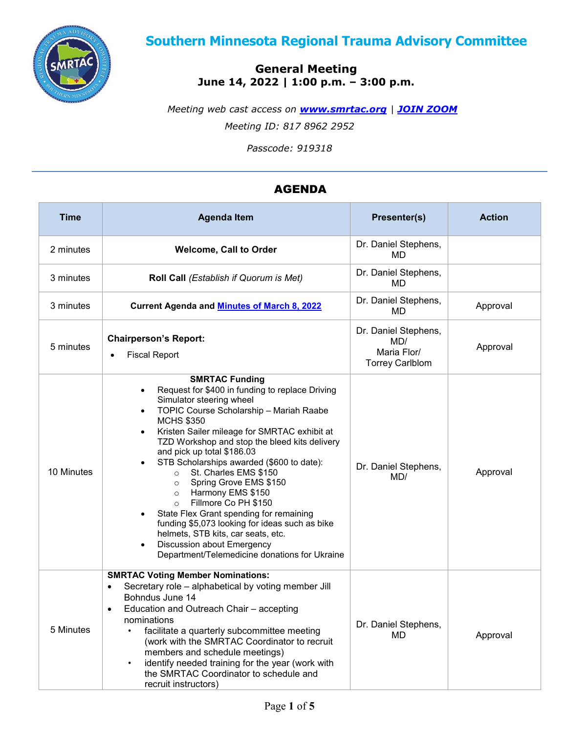# Southern Minnesota Regional Trauma Advisory Committee

## General Meeting
## June 14, 2022 | 1:00 p.m. – 3:00 p.m.

*Meeting web cast access on* ***www.smrtac.org*** | ***JOIN ZOOM***

*Meeting ID: 817 8962 2952*

*Passcode: 919318*

## AGENDA

| Time | Agenda Item | Presenter(s) | Action |
|---|---|---|---|
| 2 minutes | **Welcome, Call to Order** | Dr. Daniel Stephens, MD | |
| 3 minutes | **Roll Call** *(Establish if Quorum is Met)* | Dr. Daniel Stephens, MD | |
| 3 minutes | **Current Agenda and Minutes of March 8, 2022** | Dr. Daniel Stephens, MD | Approval |
| 5 minutes | **Chairperson's Report:**<br>• Fiscal Report | Dr. Daniel Stephens, MD/<br>Maria Flor/<br>Torrey Carlblom | Approval |
| 10 Minutes | **SMRTAC Funding**<br>• Request for $400 in funding to replace Driving Simulator steering wheel<br>• TOPIC Course Scholarship – Mariah Raabe MCHS $350<br>• Kristen Sailer mileage for SMRTAC exhibit at TZD Workshop and stop the bleed kits delivery and pick up total $186.03<br>• STB Scholarships awarded ($600 to date):<br>  ○ St. Charles EMS $150<br>  ○ Spring Grove EMS $150<br>  ○ Harmony EMS $150<br>  ○ Fillmore Co PH $150<br>• State Flex Grant spending for remaining funding $5,073 looking for ideas such as bike helmets, STB kits, car seats, etc.<br>• Discussion about Emergency Department/Telemedicine donations for Ukraine | Dr. Daniel Stephens, MD/ | Approval |
| 5 Minutes | **SMRTAC Voting Member Nominations:**<br>• Secretary role – alphabetical by voting member Jill Bohndus June 14<br>• Education and Outreach Chair – accepting nominations<br>  ▪ facilitate a quarterly subcommittee meeting (work with the SMRTAC Coordinator to recruit members and schedule meetings)<br>  ▪ identify needed training for the year (work with the SMRTAC Coordinator to schedule and recruit instructors) | Dr. Daniel Stephens, MD | Approval |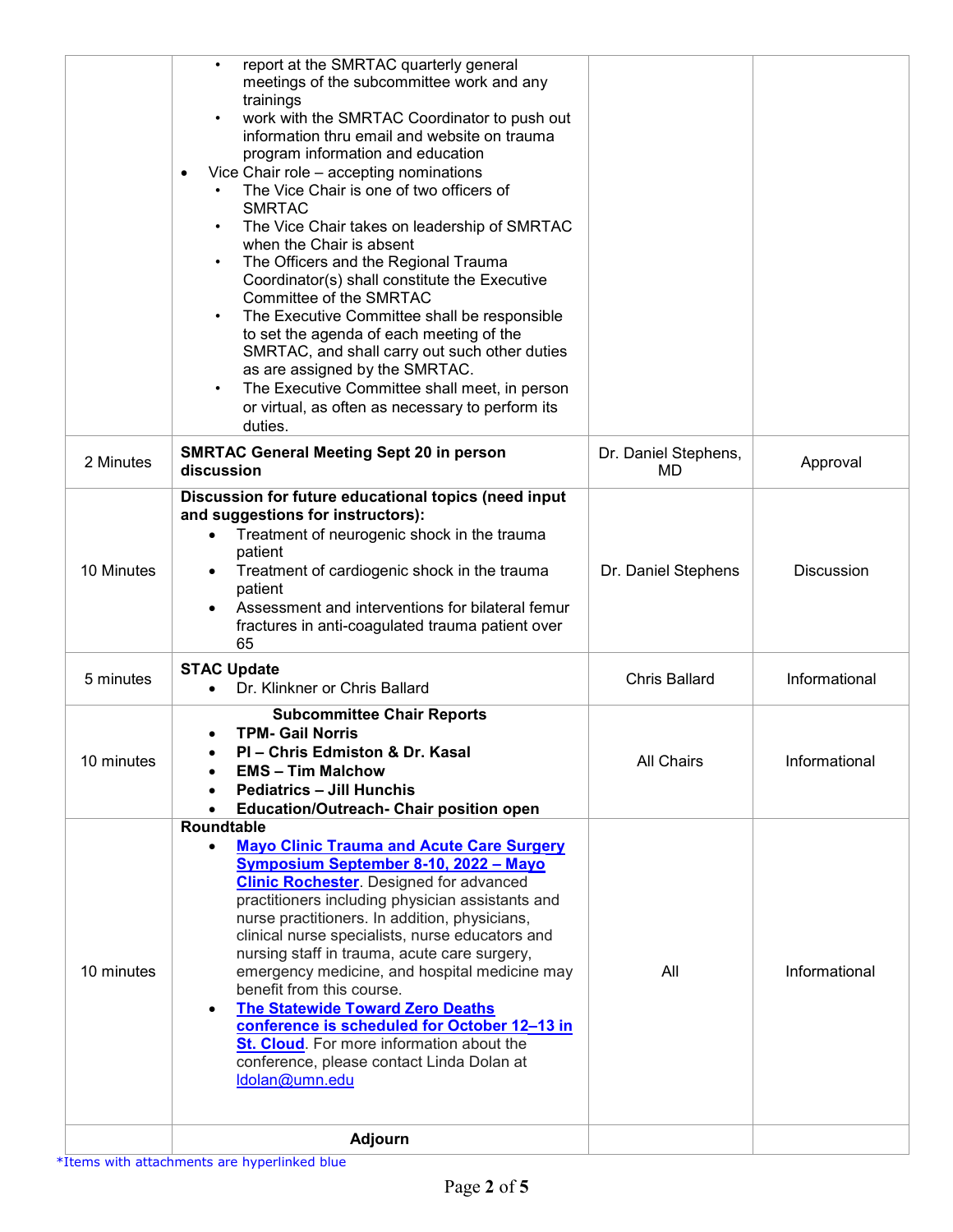| | | | |
|---|---|---|---|
| | • report at the SMRTAC quarterly general meetings of the subcommittee work and any trainings<br>• work with the SMRTAC Coordinator to push out information thru email and website on trauma program information and education<br>• Vice Chair role – accepting nominations<br>  • The Vice Chair is one of two officers of SMRTAC<br>  • The Vice Chair takes on leadership of SMRTAC when the Chair is absent<br>  • The Officers and the Regional Trauma Coordinator(s) shall constitute the Executive Committee of the SMRTAC<br>  • The Executive Committee shall be responsible to set the agenda of each meeting of the SMRTAC, and shall carry out such other duties as are assigned by the SMRTAC.<br>  • The Executive Committee shall meet, in person or virtual, as often as necessary to perform its duties. | | |
| 2 Minutes | **SMRTAC General Meeting Sept 20 in person discussion** | Dr. Daniel Stephens, MD | Approval |
| 10 Minutes | **Discussion for future educational topics (need input and suggestions for instructors):**<br>• Treatment of neurogenic shock in the trauma patient<br>• Treatment of cardiogenic shock in the trauma patient<br>• Assessment and interventions for bilateral femur fractures in anti-coagulated trauma patient over 65 | Dr. Daniel Stephens | Discussion |
| 5 minutes | **STAC Update**<br>• Dr. Klinkner or Chris Ballard | Chris Ballard | Informational |
| 10 minutes | **Subcommittee Chair Reports**<br>• **TPM- Gail Norris**<br>• **PI – Chris Edmiston & Dr. Kasal**<br>• **EMS – Tim Malchow**<br>• **Pediatrics – Jill Hunchis**<br>• **Education/Outreach- Chair position open** | All Chairs | Informational |
| 10 minutes | **Roundtable**<br>• **Mayo Clinic Trauma and Acute Care Surgery Symposium September 8-10, 2022 – Mayo Clinic Rochester**. Designed for advanced practitioners including physician assistants and nurse practitioners. In addition, physicians, clinical nurse specialists, nurse educators and nursing staff in trauma, acute care surgery, emergency medicine, and hospital medicine may benefit from this course.<br>• **The Statewide Toward Zero Deaths conference is scheduled for October 12–13 in St. Cloud**. For more information about the conference, please contact Linda Dolan at ldolan@umn.edu | All | Informational |
| | **Adjourn** | | |

*Items with attachments are hyperlinked blue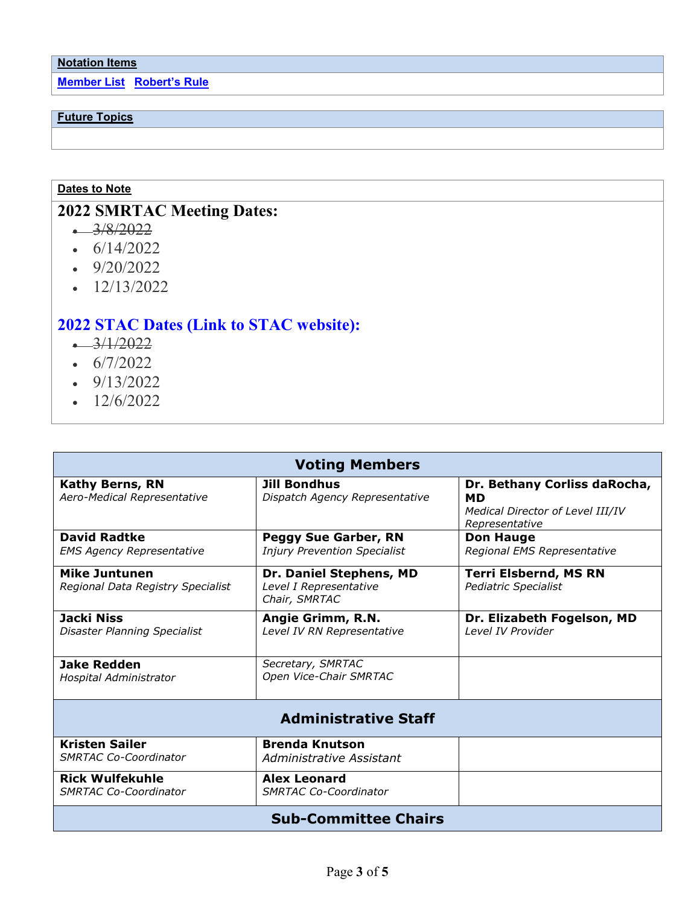| **Notation Items** |
|---|
| **Member List** **Robert's Rule** |

| **Future Topics** |
|---|
| |

**Dates to Note**

## 2022 SMRTAC Meeting Dates:

- ~~3/8/2022~~
- 6/14/2022
- 9/20/2022
- 12/13/2022

## 2022 STAC Dates (Link to STAC website):

- ~~3/1/2022~~
- 6/7/2022
- 9/13/2022
- 12/6/2022

| **Voting Members** | | |
|---|---|---|
| **Kathy Berns, RN**<br>*Aero-Medical Representative* | **Jill Bondhus**<br>*Dispatch Agency Representative* | **Dr. Bethany Corliss daRocha, MD**<br>*Medical Director of Level III/IV Representative* |
| **David Radtke**<br>*EMS Agency Representative* | **Peggy Sue Garber, RN**<br>*Injury Prevention Specialist* | **Don Hauge**<br>*Regional EMS Representative* |
| **Mike Juntunen**<br>*Regional Data Registry Specialist* | **Dr. Daniel Stephens, MD**<br>*Level I Representative*<br>*Chair, SMRTAC* | **Terri Elsbernd, MS RN**<br>*Pediatric Specialist* |
| **Jacki Niss**<br>*Disaster Planning Specialist* | **Angie Grimm, R.N.**<br>*Level IV RN Representative* | **Dr. Elizabeth Fogelson, MD**<br>*Level IV Provider* |
| **Jake Redden**<br>*Hospital Administrator* | *Secretary, SMRTAC*<br>*Open Vice-Chair SMRTAC* | |
| **Administrative Staff** | | |
| **Kristen Sailer**<br>*SMRTAC Co-Coordinator* | **Brenda Knutson**<br>*Administrative Assistant* | |
| **Rick Wulfekuhle**<br>*SMRTAC Co-Coordinator* | **Alex Leonard**<br>*SMRTAC Co-Coordinator* | |
| **Sub-Committee Chairs** | | |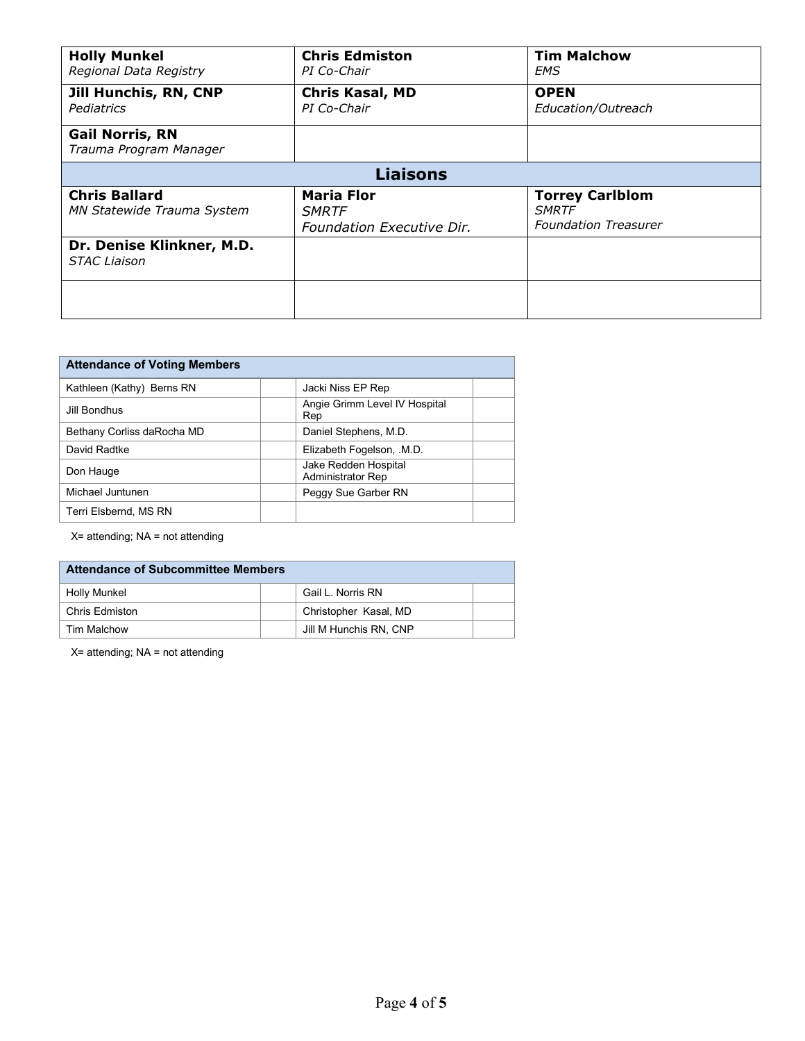| | | |
|---|---|---|
| **Holly Munkel**<br>*Regional Data Registry* | **Chris Edmiston**<br>*PI Co-Chair* | **Tim Malchow**<br>*EMS* |
| **Jill Hunchis, RN, CNP**<br>*Pediatrics* | **Chris Kasal, MD**<br>*PI Co-Chair* | **OPEN**<br>*Education/Outreach* |
| **Gail Norris, RN**<br>*Trauma Program Manager* | | |
| **Liaisons** | | |
| **Chris Ballard**<br>*MN Statewide Trauma System* | **Maria Flor**<br>*SMRTF*<br>*Foundation Executive Dir.* | **Torrey Carlblom**<br>*SMRTF*<br>*Foundation Treasurer* |
| **Dr. Denise Klinkner, M.D.**<br>*STAC Liaison* | | |
| | | |

| Attendance of Voting Members | | | |
|---|---|---|---|
| Kathleen (Kathy) Berns RN | | Jacki Niss EP Rep | |
| Jill Bondhus | | Angie Grimm Level IV Hospital Rep | |
| Bethany Corliss daRocha MD | | Daniel Stephens, M.D. | |
| David Radtke | | Elizabeth Fogelson, .M.D. | |
| Don Hauge | | Jake Redden Hospital Administrator Rep | |
| Michael Juntunen | | Peggy Sue Garber RN | |
| Terri Elsbernd, MS RN | | | |

X= attending; NA = not attending

| Attendance of Subcommittee Members | | | |
|---|---|---|---|
| Holly Munkel | | Gail L. Norris RN | |
| Chris Edmiston | | Christopher Kasal, MD | |
| Tim Malchow | | Jill M Hunchis RN, CNP | |

X= attending; NA = not attending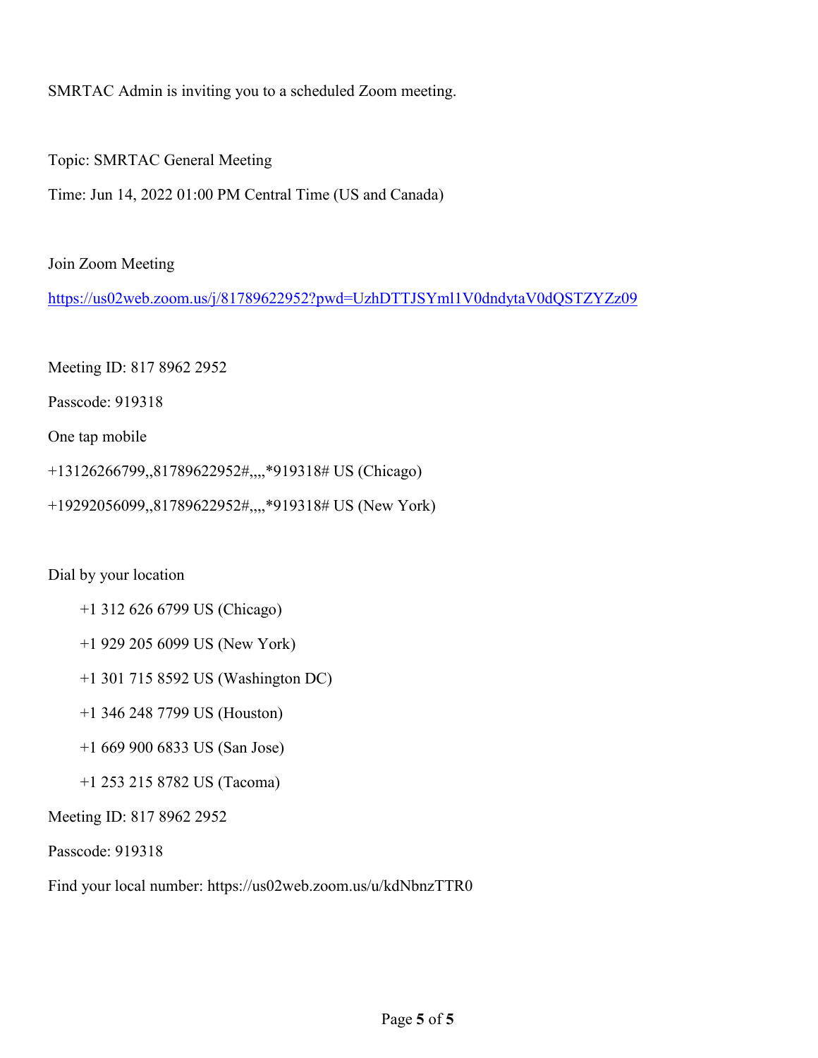SMRTAC Admin is inviting you to a scheduled Zoom meeting.

Topic: SMRTAC General Meeting

Time: Jun 14, 2022 01:00 PM Central Time (US and Canada)

Join Zoom Meeting

[https://us02web.zoom.us/j/81789622952?pwd=UzhDTTJSYml1V0dndytaV0dQSTZYZz09](https://us02web.zoom.us/j/81789622952?pwd=UzhDTTJSYml1V0dndytaV0dQSTZYZz09)

Meeting ID: 817 8962 2952

Passcode: 919318

One tap mobile

+13126266799,,81789622952#,,,,*919318# US (Chicago)

+19292056099,,81789622952#,,,,*919318# US (New York)

Dial by your location

- +1 312 626 6799 US (Chicago)
- +1 929 205 6099 US (New York)
- +1 301 715 8592 US (Washington DC)
- +1 346 248 7799 US (Houston)
- +1 669 900 6833 US (San Jose)
- +1 253 215 8782 US (Tacoma)

Meeting ID: 817 8962 2952

Passcode: 919318

Find your local number: https://us02web.zoom.us/u/kdNbnzTTR0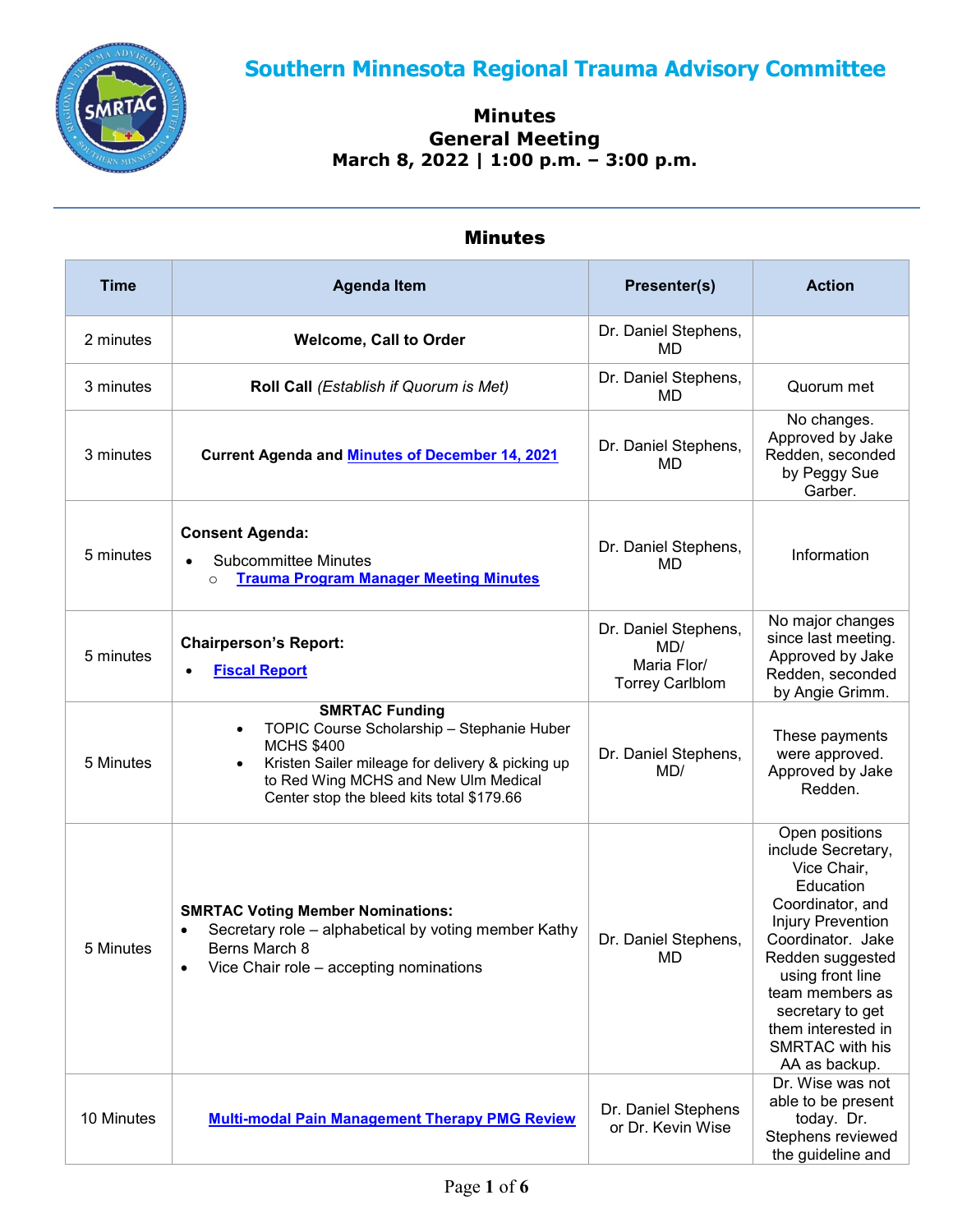# Southern Minnesota Regional Trauma Advisory Committee

**Minutes**
**General Meeting**
**March 8, 2022 | 1:00 p.m. – 3:00 p.m.**

## Minutes

| Time | Agenda Item | Presenter(s) | Action |
|---|---|---|---|
| 2 minutes | **Welcome, Call to Order** | Dr. Daniel Stephens, MD | |
| 3 minutes | **Roll Call** *(Establish if Quorum is Met)* | Dr. Daniel Stephens, MD | Quorum met |
| 3 minutes | **Current Agenda and Minutes of December 14, 2021** | Dr. Daniel Stephens, MD | No changes. Approved by Jake Redden, seconded by Peggy Sue Garber. |
| 5 minutes | **Consent Agenda:**<br>• Subcommittee Minutes<br>  ○ **Trauma Program Manager Meeting Minutes** | Dr. Daniel Stephens, MD | Information |
| 5 minutes | **Chairperson's Report:**<br>• **Fiscal Report** | Dr. Daniel Stephens, MD/ Maria Flor/ Torrey Carlblom | No major changes since last meeting. Approved by Jake Redden, seconded by Angie Grimm. |
| 5 Minutes | **SMRTAC Funding**<br>• TOPIC Course Scholarship – Stephanie Huber MCHS $400<br>• Kristen Sailer mileage for delivery & picking up to Red Wing MCHS and New Ulm Medical Center stop the bleed kits total $179.66 | Dr. Daniel Stephens, MD/ | These payments were approved. Approved by Jake Redden. |
| 5 Minutes | **SMRTAC Voting Member Nominations:**<br>• Secretary role – alphabetical by voting member Kathy Berns March 8<br>• Vice Chair role – accepting nominations | Dr. Daniel Stephens, MD | Open positions include Secretary, Vice Chair, Education Coordinator, and Injury Prevention Coordinator. Jake Redden suggested using front line team members as secretary to get them interested in SMRTAC with his AA as backup. |
| 10 Minutes | **Multi-modal Pain Management Therapy PMG Review** | Dr. Daniel Stephens or Dr. Kevin Wise | Dr. Wise was not able to be present today. Dr. Stephens reviewed the guideline and |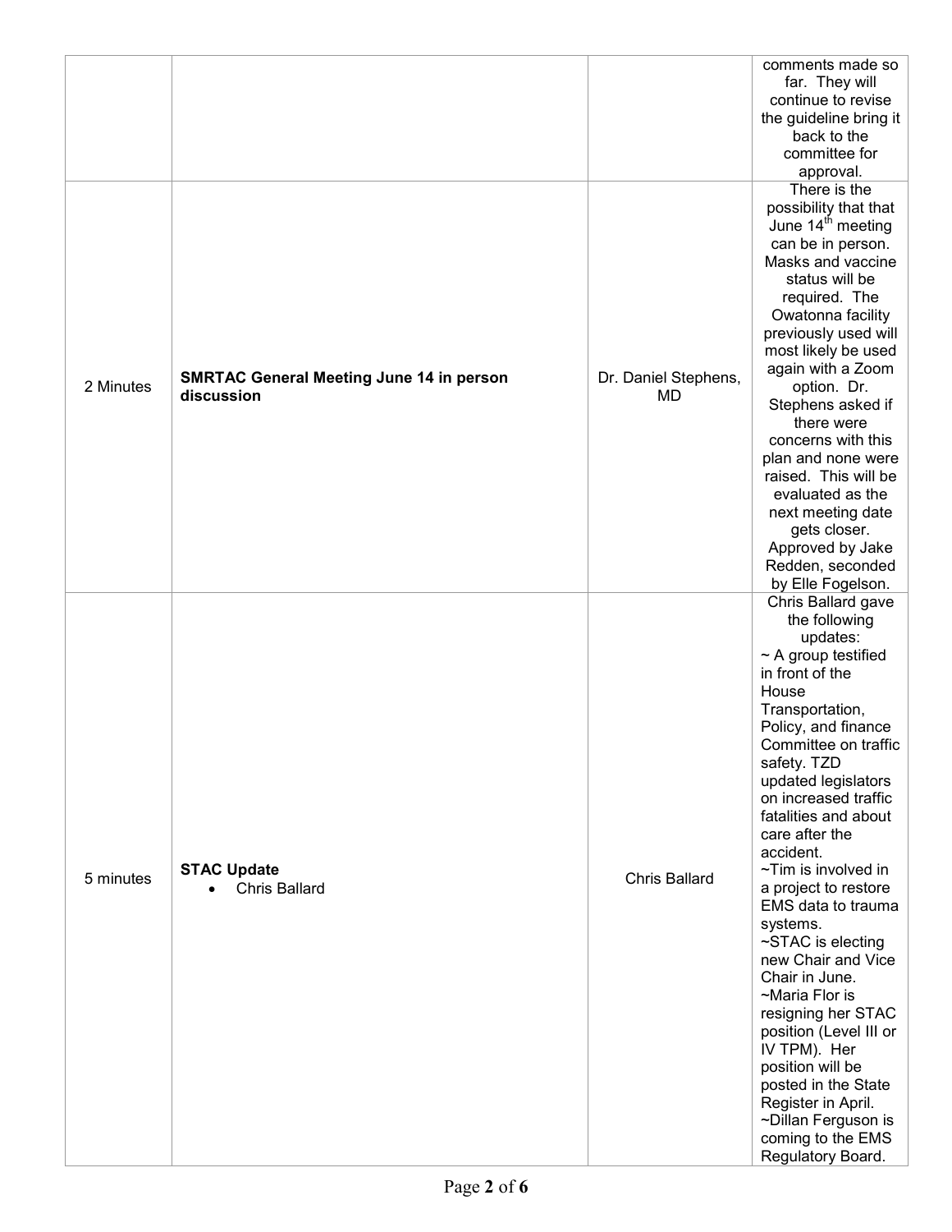| | | | |
|---|---|---|---|
| | | | comments made so far. They will continue to revise the guideline bring it back to the committee for approval. |
| 2 Minutes | **SMRTAC General Meeting June 14 in person discussion** | Dr. Daniel Stephens, MD | There is the possibility that that June 14th meeting can be in person. Masks and vaccine status will be required. The Owatonna facility previously used will most likely be used again with a Zoom option. Dr. Stephens asked if there were concerns with this plan and none were raised. This will be evaluated as the next meeting date gets closer. Approved by Jake Redden, seconded by Elle Fogelson. |
| 5 minutes | **STAC Update**<br>• Chris Ballard | Chris Ballard | Chris Ballard gave the following updates:<br>~ A group testified in front of the House Transportation, Policy, and finance Committee on traffic safety. TZD updated legislators on increased traffic fatalities and about care after the accident.<br>~Tim is involved in a project to restore EMS data to trauma systems.<br>~STAC is electing new Chair and Vice Chair in June.<br>~Maria Flor is resigning her STAC position (Level III or IV TPM). Her position will be posted in the State Register in April.<br>~Dillan Ferguson is coming to the EMS Regulatory Board. |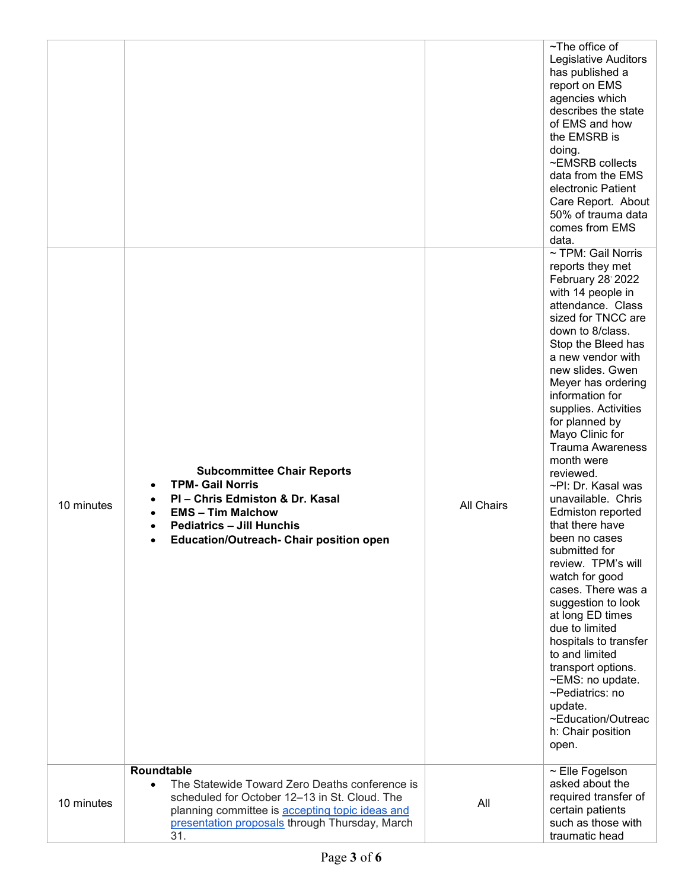| | | | |
|---|---|---|---|
| | | | ~The office of Legislative Auditors has published a report on EMS agencies which describes the state of EMS and how the EMSRB is doing.<br>~EMSRB collects data from the EMS electronic Patient Care Report. About 50% of trauma data comes from EMS data. |
| 10 minutes | **Subcommittee Chair Reports**<br>• **TPM- Gail Norris**<br>• **PI – Chris Edmiston & Dr. Kasal**<br>• **EMS – Tim Malchow**<br>• **Pediatrics – Jill Hunchis**<br>• **Education/Outreach- Chair position open** | All Chairs | ~ TPM: Gail Norris reports they met February 28, 2022 with 14 people in attendance. Class sized for TNCC are down to 8/class. Stop the Bleed has a new vendor with new slides. Gwen Meyer has ordering information for supplies. Activities for planned by Mayo Clinic for Trauma Awareness month were reviewed.<br>~PI: Dr. Kasal was unavailable. Chris Edmiston reported that there have been no cases submitted for review. TPM's will watch for good cases. There was a suggestion to look at long ED times due to limited hospitals to transfer to and limited transport options.<br>~EMS: no update.<br>~Pediatrics: no update.<br>~Education/Outreach: Chair position open. |
| 10 minutes | **Roundtable**<br>• The Statewide Toward Zero Deaths conference is scheduled for October 12–13 in St. Cloud. The planning committee is accepting topic ideas and presentation proposals through Thursday, March 31. | All | ~ Elle Fogelson asked about the required transfer of certain patients such as those with traumatic head |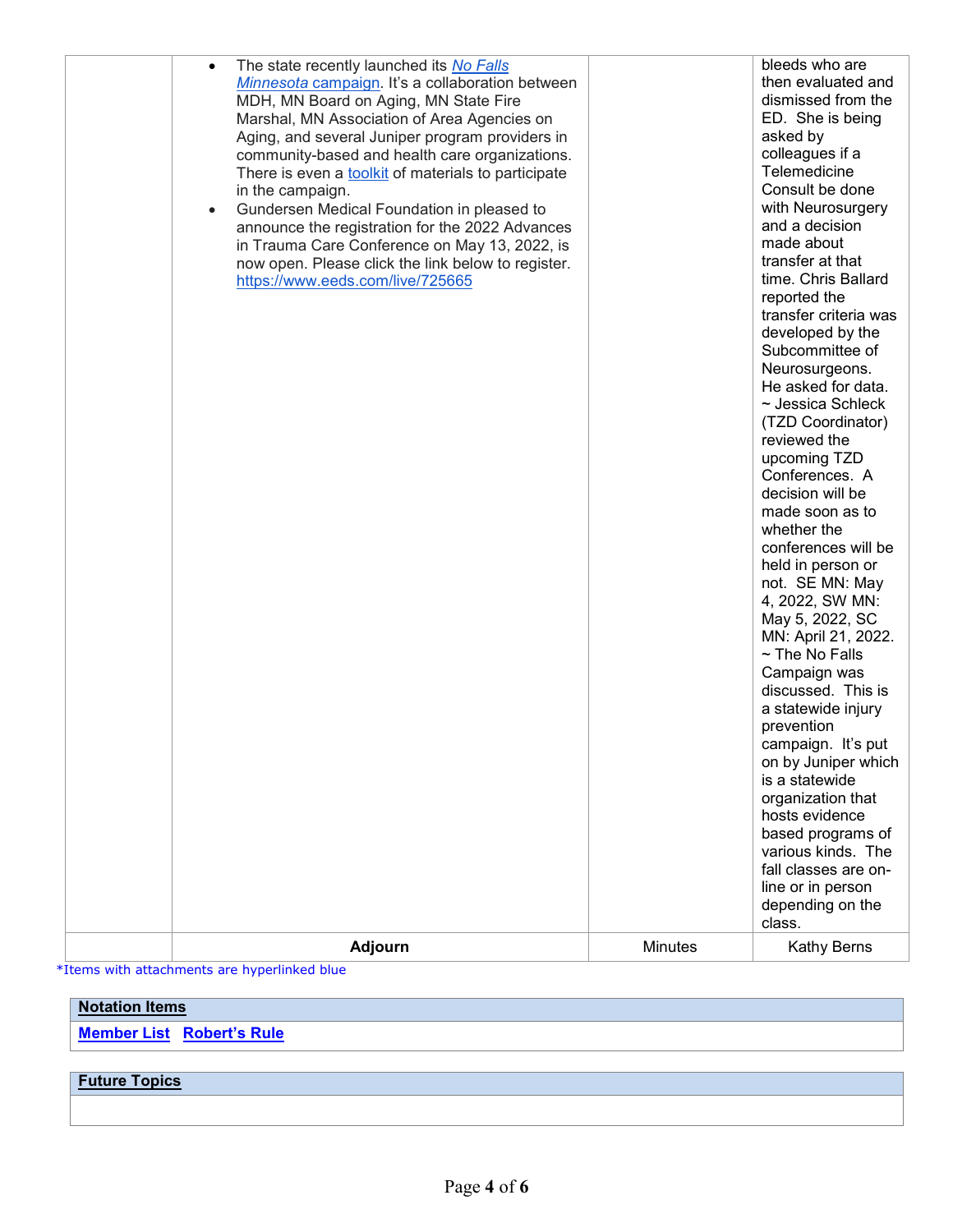| | • The state recently launched its *No Falls Minnesota* campaign. It's a collaboration between MDH, MN Board on Aging, MN State Fire Marshal, MN Association of Area Agencies on Aging, and several Juniper program providers in community-based and health care organizations. There is even a toolkit of materials to participate in the campaign.<br>• Gundersen Medical Foundation in pleased to announce the registration for the 2022 Advances in Trauma Care Conference on May 13, 2022, is now open. Please click the link below to register. https://www.eeds.com/live/725665 | | bleeds who are then evaluated and dismissed from the ED. She is being asked by colleagues if a Telemedicine Consult be done with Neurosurgery and a decision made about transfer at that time. Chris Ballard reported the transfer criteria was developed by the Subcommittee of Neurosurgeons. He asked for data.<br>~ Jessica Schleck (TZD Coordinator) reviewed the upcoming TZD Conferences. A decision will be made soon as to whether the conferences will be held in person or not. SE MN: May 4, 2022, SW MN: May 5, 2022, SC MN: April 21, 2022.<br>~ The No Falls Campaign was discussed. This is a statewide injury prevention campaign. It's put on by Juniper which is a statewide organization that hosts evidence based programs of various kinds. The fall classes are on-line or in person depending on the class. |
|---|---|---|---|
| | **Adjourn** | Minutes | Kathy Berns |

*Items with attachments are hyperlinked blue

| **Notation Items** |
|---|
| **Member List** **Robert's Rule** |

| **Future Topics** |
|---|
| |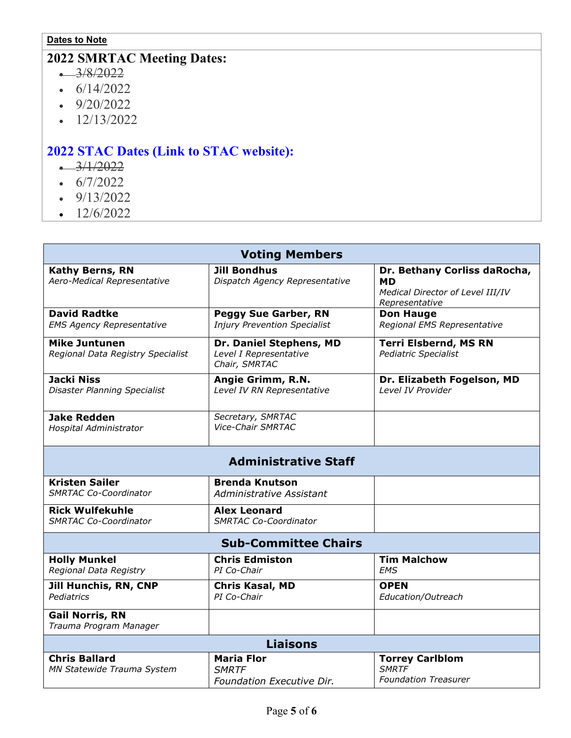**Dates to Note**

## 2022 SMRTAC Meeting Dates:

- ~~3/8/2022~~
- 6/14/2022
- 9/20/2022
- 12/13/2022

## 2022 STAC Dates (Link to STAC website):

- ~~3/1/2022~~
- 6/7/2022
- 9/13/2022
- 12/6/2022

| **Voting Members** | | |
|---|---|---|
| **Kathy Berns, RN**<br>*Aero-Medical Representative* | **Jill Bondhus**<br>*Dispatch Agency Representative* | **Dr. Bethany Corliss daRocha, MD**<br>*Medical Director of Level III/IV Representative* |
| **David Radtke**<br>*EMS Agency Representative* | **Peggy Sue Garber, RN**<br>*Injury Prevention Specialist* | **Don Hauge**<br>*Regional EMS Representative* |
| **Mike Juntunen**<br>*Regional Data Registry Specialist* | **Dr. Daniel Stephens, MD**<br>*Level I Representative*<br>*Chair, SMRTAC* | **Terri Elsbernd, MS RN**<br>*Pediatric Specialist* |
| **Jacki Niss**<br>*Disaster Planning Specialist* | **Angie Grimm, R.N.**<br>*Level IV RN Representative* | **Dr. Elizabeth Fogelson, MD**<br>*Level IV Provider* |
| **Jake Redden**<br>*Hospital Administrator* | *Secretary, SMRTAC*<br>*Vice-Chair SMRTAC* | |
| **Administrative Staff** | | |
| **Kristen Sailer**<br>*SMRTAC Co-Coordinator* | **Brenda Knutson**<br>*Administrative Assistant* | |
| **Rick Wulfekuhle**<br>*SMRTAC Co-Coordinator* | **Alex Leonard**<br>*SMRTAC Co-Coordinator* | |
| **Sub-Committee Chairs** | | |
| **Holly Munkel**<br>*Regional Data Registry* | **Chris Edmiston**<br>*PI Co-Chair* | **Tim Malchow**<br>*EMS* |
| **Jill Hunchis, RN, CNP**<br>*Pediatrics* | **Chris Kasal, MD**<br>*PI Co-Chair* | **OPEN**<br>*Education/Outreach* |
| **Gail Norris, RN**<br>*Trauma Program Manager* | | |
| **Liaisons** | | |
| **Chris Ballard**<br>*MN Statewide Trauma System* | **Maria Flor**<br>*SMRTF*<br>*Foundation Executive Dir.* | **Torrey Carlblom**<br>*SMRTF*<br>*Foundation Treasurer* |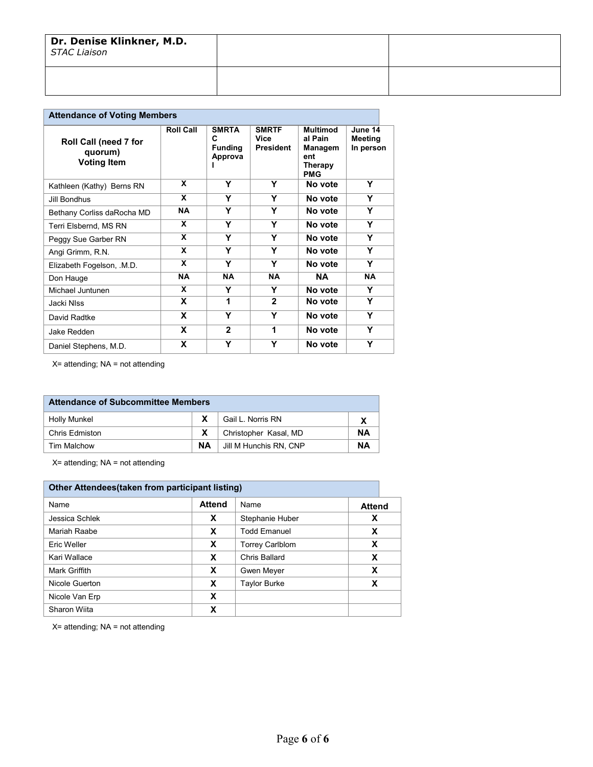| **Dr. Denise Klinkner, M.D.** *STAC Liaison* | | |
|---|---|---|
| | | |

**Attendance of Voting Members**

| Roll Call (need 7 for quorum) Voting Item | Roll Call | SMRTAC Funding Approval | SMRTF Vice President | Multimodal Pain Management Therapy PMG | June 14 Meeting In person |
|---|---|---|---|---|---|
| Kathleen (Kathy) Berns RN | X | Y | Y | No vote | Y |
| Jill Bondhus | X | Y | Y | No vote | Y |
| Bethany Corliss daRocha MD | NA | Y | Y | No vote | Y |
| Terri Elsbernd, MS RN | X | Y | Y | No vote | Y |
| Peggy Sue Garber RN | X | Y | Y | No vote | Y |
| Angi Grimm, R.N. | X | Y | Y | No vote | Y |
| Elizabeth Fogelson, .M.D. | X | Y | Y | No vote | Y |
| Don Hauge | NA | NA | NA | NA | NA |
| Michael Juntunen | X | Y | Y | No vote | Y |
| Jacki NIss | X | 1 | 2 | No vote | Y |
| David Radtke | X | Y | Y | No vote | Y |
| Jake Redden | X | 2 | 1 | No vote | Y |
| Daniel Stephens, M.D. | X | Y | Y | No vote | Y |

X= attending; NA = not attending

**Attendance of Subcommittee Members**

| | | | |
|---|---|---|---|
| Holly Munkel | X | Gail L. Norris RN | X |
| Chris Edmiston | X | Christopher Kasal, MD | NA |
| Tim Malchow | NA | Jill M Hunchis RN, CNP | NA |

X= attending; NA = not attending

**Other Attendees(taken from participant listing)**

| Name | Attend | Name | Attend |
|---|---|---|---|
| Jessica Schlek | X | Stephanie Huber | X |
| Mariah Raabe | X | Todd Emanuel | X |
| Eric Weller | X | Torrey Carlblom | X |
| Kari Wallace | X | Chris Ballard | X |
| Mark Griffith | X | Gwen Meyer | X |
| Nicole Guerton | X | Taylor Burke | X |
| Nicole Van Erp | X | | |
| Sharon Wiita | X | | |

X= attending; NA = not attending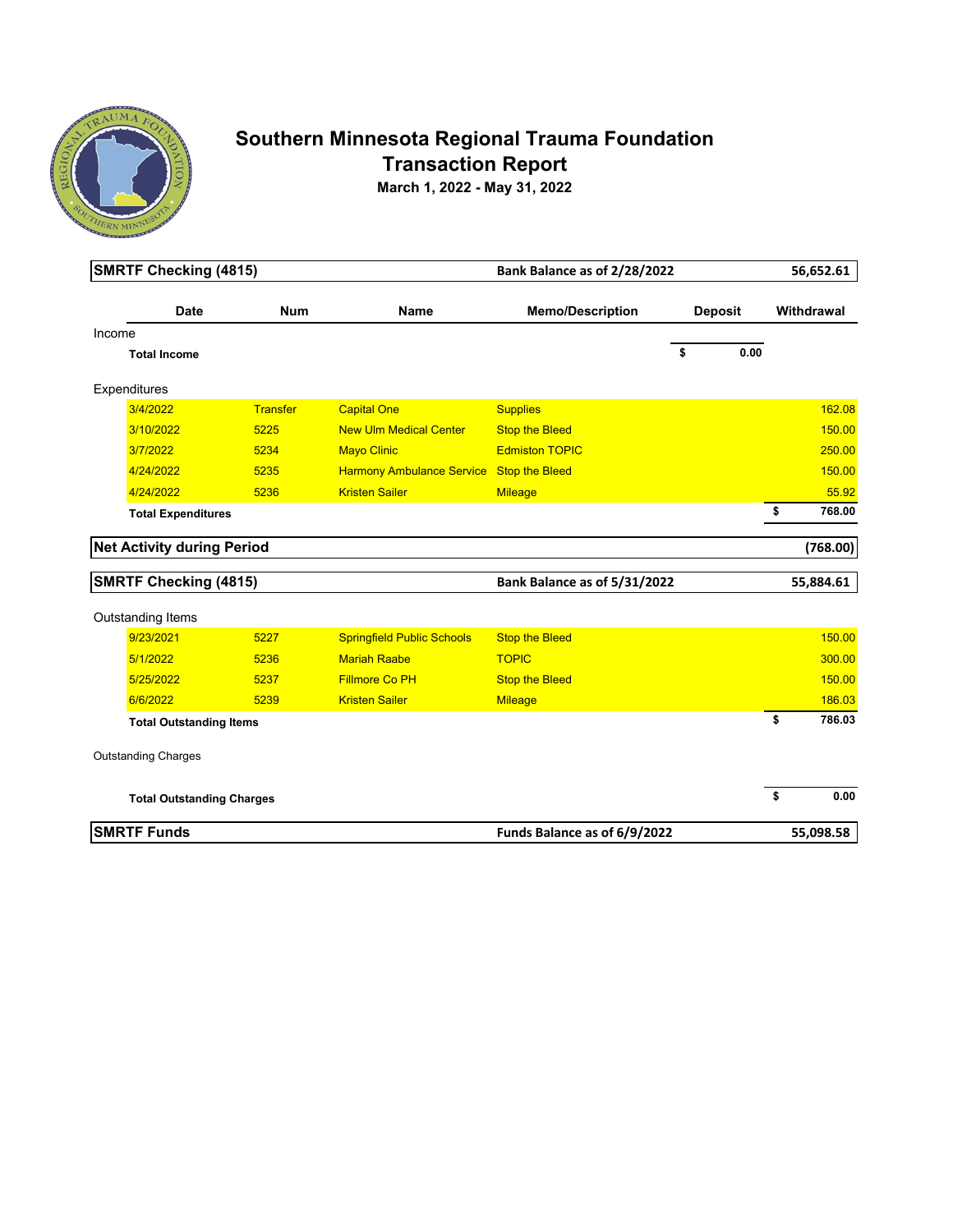# Southern Minnesota Regional Trauma Foundation
## Transaction Report
**March 1, 2022 - May 31, 2022**

| **SMRTF Checking (4815)** | | | **Bank Balance as of 2/28/2022** | | **56,652.61** |
|---|---|---|---|---|---|
| **Date** | **Num** | **Name** | **Memo/Description** | **Deposit** | **Withdrawal** |
| Income | | | | | |
| **Total Income** | | | | **$ 0.00** | |
| Expenditures | | | | | |
| 3/4/2022 | Transfer | Capital One | Supplies | | 162.08 |
| 3/10/2022 | 5225 | New Ulm Medical Center | Stop the Bleed | | 150.00 |
| 3/7/2022 | 5234 | Mayo Clinic | Edmiston TOPIC | | 250.00 |
| 4/24/2022 | 5235 | Harmony Ambulance Service | Stop the Bleed | | 150.00 |
| 4/24/2022 | 5236 | Kristen Sailer | Mileage | | 55.92 |
| **Total Expenditures** | | | | | **$ 768.00** |
| **Net Activity during Period** | | | | | **(768.00)** |
| **SMRTF Checking (4815)** | | | **Bank Balance as of 5/31/2022** | | **55,884.61** |
| Outstanding Items | | | | | |
| 9/23/2021 | 5227 | Springfield Public Schools | Stop the Bleed | | 150.00 |
| 5/1/2022 | 5236 | Mariah Raabe | TOPIC | | 300.00 |
| 5/25/2022 | 5237 | Fillmore Co PH | Stop the Bleed | | 150.00 |
| 6/6/2022 | 5239 | Kristen Sailer | Mileage | | 186.03 |
| **Total Outstanding Items** | | | | | **$ 786.03** |
| Outstanding Charges | | | | | |
| **Total Outstanding Charges** | | | | | **$ 0.00** |
| **SMRTF Funds** | | | **Funds Balance as of 6/9/2022** | | **55,098.58** |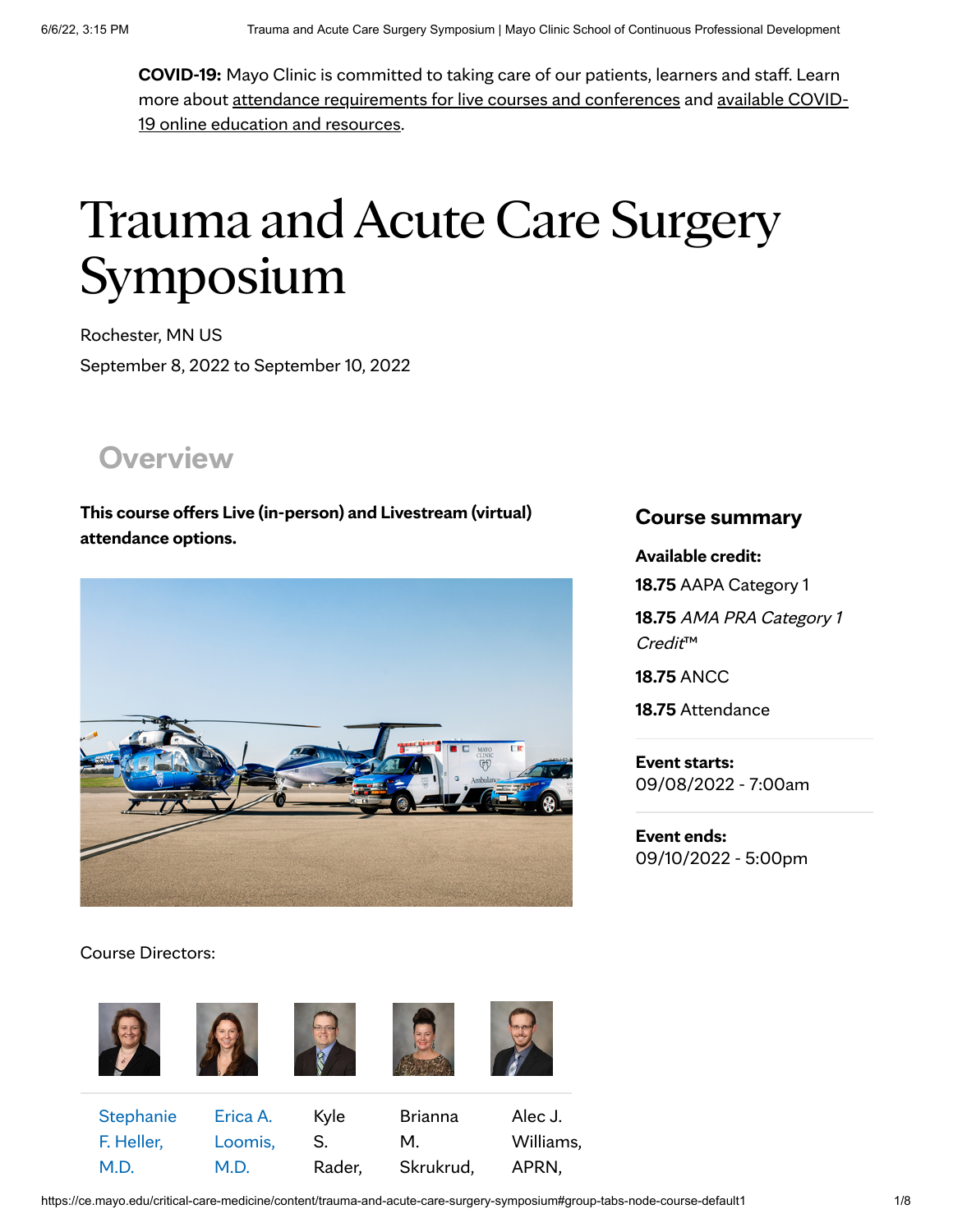**COVID-19:** Mayo Clinic is committed to taking care of our patients, learners and staff. Learn more about attendance requirements for live courses and conferences and available COVID-19 online education and resources.

# Trauma and Acute Care Surgery Symposium

Rochester, MN US

September 8, 2022 to September 10, 2022

## Overview

**This course offers Live (in-person) and Livestream (virtual) attendance options.**

### Course summary

**Available credit:**

**18.75** AAPA Category 1

**18.75** *AMA PRA Category 1 Credit™*

**18.75** ANCC

**18.75** Attendance

**Event starts:**
09/08/2022 - 7:00am

**Event ends:**
09/10/2022 - 5:00pm

Course Directors:

Stephanie F. Heller, M.D.

Erica A. Loomis, M.D.

Kyle S. Rader,

Brianna M. Skrukrud,

Alec J. Williams, APRN,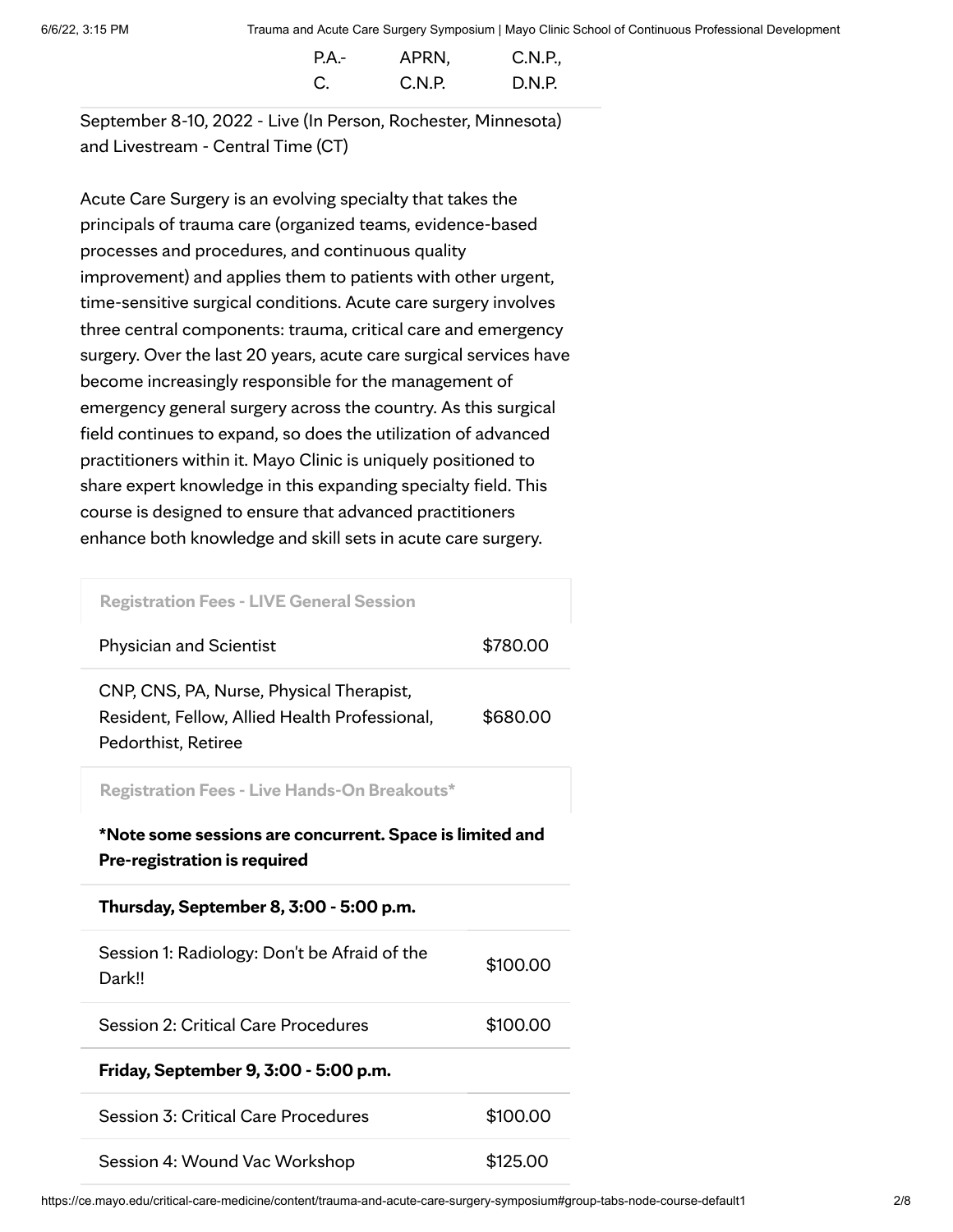| P.A.-C. | APRN, C.N.P. | C.N.P., D.N.P. |
|---|---|---|

September 8-10, 2022 - Live (In Person, Rochester, Minnesota) and Livestream - Central Time (CT)

Acute Care Surgery is an evolving specialty that takes the principals of trauma care (organized teams, evidence-based processes and procedures, and continuous quality improvement) and applies them to patients with other urgent, time-sensitive surgical conditions. Acute care surgery involves three central components: trauma, critical care and emergency surgery. Over the last 20 years, acute care surgical services have become increasingly responsible for the management of emergency general surgery across the country. As this surgical field continues to expand, so does the utilization of advanced practitioners within it. Mayo Clinic is uniquely positioned to share expert knowledge in this expanding specialty field. This course is designed to ensure that advanced practitioners enhance both knowledge and skill sets in acute care surgery.

| Registration Fees - LIVE General Session | |
|---|---|
| Physician and Scientist | $780.00 |
| CNP, CNS, PA, Nurse, Physical Therapist, Resident, Fellow, Allied Health Professional, Pedorthist, Retiree | $680.00 |

| Registration Fees - Live Hands-On Breakouts* | |
|---|---|
| **\*Note some sessions are concurrent. Space is limited and Pre-registration is required** | |
| **Thursday, September 8, 3:00 - 5:00 p.m.** | |
| Session 1: Radiology: Don't be Afraid of the Dark!! | $100.00 |
| Session 2: Critical Care Procedures | $100.00 |
| **Friday, September 9, 3:00 - 5:00 p.m.** | |
| Session 3: Critical Care Procedures | $100.00 |
| Session 4: Wound Vac Workshop | $125.00 |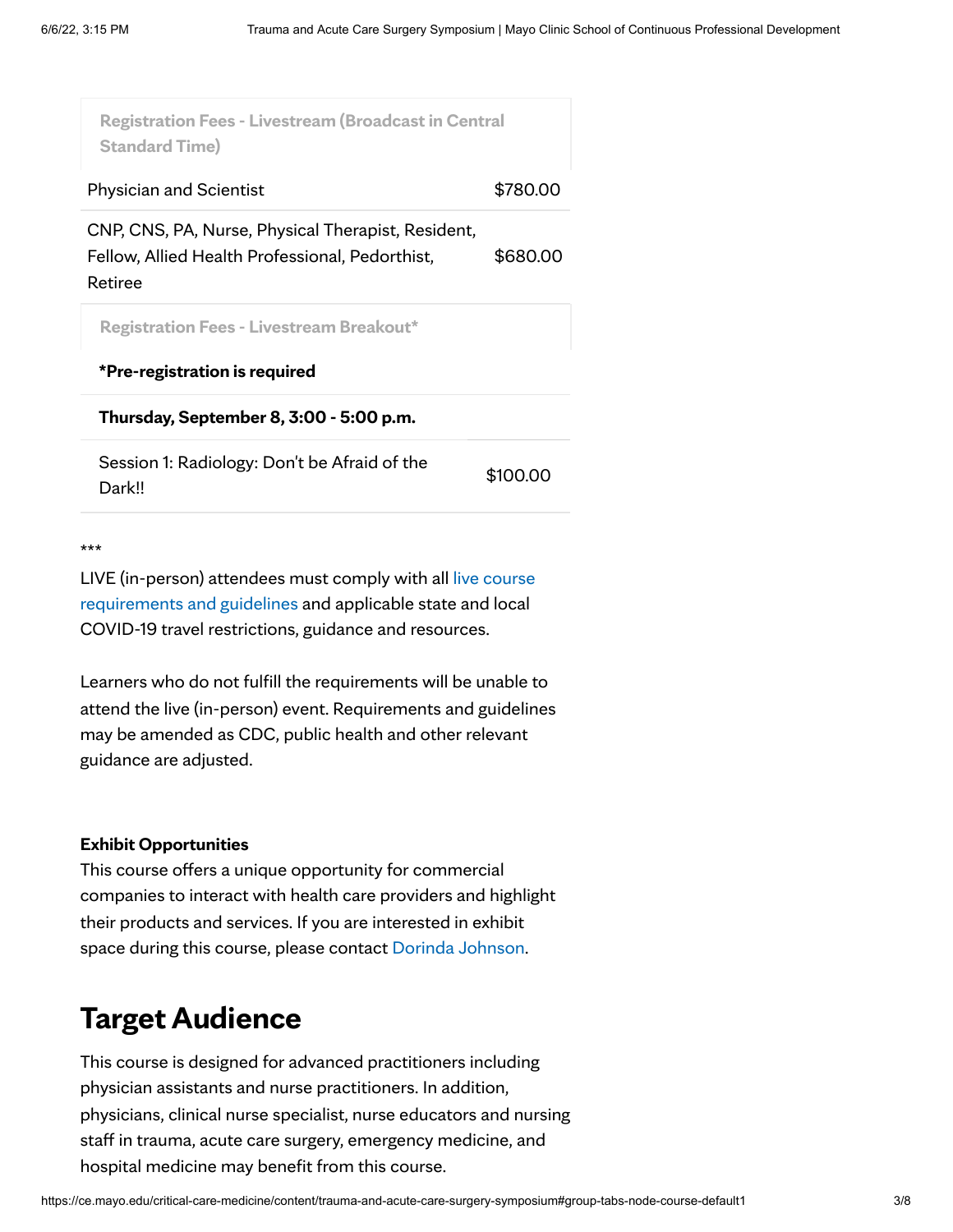| Registration Fees - Livestream (Broadcast in Central Standard Time) | |
| --- | --- |
| Physician and Scientist | $780.00 |
| CNP, CNS, PA, Nurse, Physical Therapist, Resident, Fellow, Allied Health Professional, Pedorthist, Retiree | $680.00 |

| Registration Fees - Livestream Breakout* | |
| --- | --- |
| **\*Pre-registration is required** | |
| **Thursday, September 8, 3:00 - 5:00 p.m.** | |
| Session 1: Radiology: Don't be Afraid of the Dark!! | $100.00 |

***

LIVE (in-person) attendees must comply with all live course requirements and guidelines and applicable state and local COVID-19 travel restrictions, guidance and resources.

Learners who do not fulfill the requirements will be unable to attend the live (in-person) event. Requirements and guidelines may be amended as CDC, public health and other relevant guidance are adjusted.

**Exhibit Opportunities**

This course offers a unique opportunity for commercial companies to interact with health care providers and highlight their products and services. If you are interested in exhibit space during this course, please contact Dorinda Johnson.

# Target Audience

This course is designed for advanced practitioners including physician assistants and nurse practitioners. In addition, physicians, clinical nurse specialist, nurse educators and nursing staff in trauma, acute care surgery, emergency medicine, and hospital medicine may benefit from this course.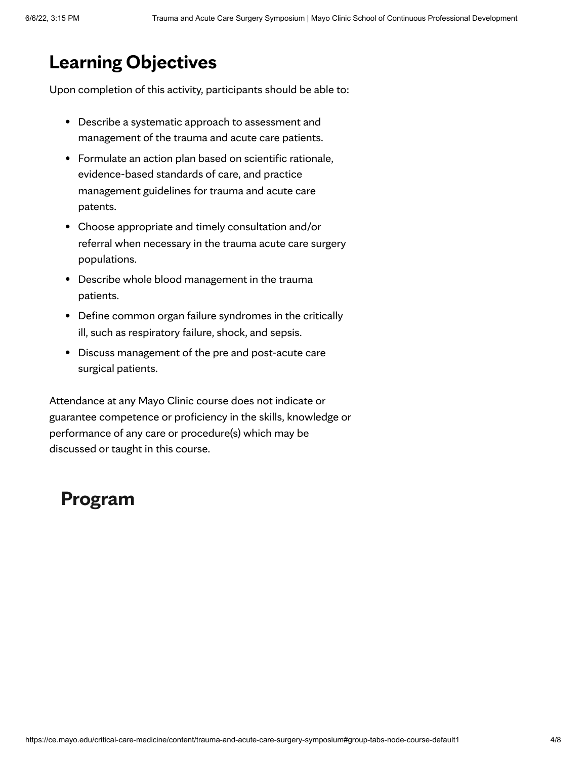## Learning Objectives

Upon completion of this activity, participants should be able to:

- Describe a systematic approach to assessment and management of the trauma and acute care patients.
- Formulate an action plan based on scientific rationale, evidence-based standards of care, and practice management guidelines for trauma and acute care patents.
- Choose appropriate and timely consultation and/or referral when necessary in the trauma acute care surgery populations.
- Describe whole blood management in the trauma patients.
- Define common organ failure syndromes in the critically ill, such as respiratory failure, shock, and sepsis.
- Discuss management of the pre and post-acute care surgical patients.

Attendance at any Mayo Clinic course does not indicate or guarantee competence or proficiency in the skills, knowledge or performance of any care or procedure(s) which may be discussed or taught in this course.

## Program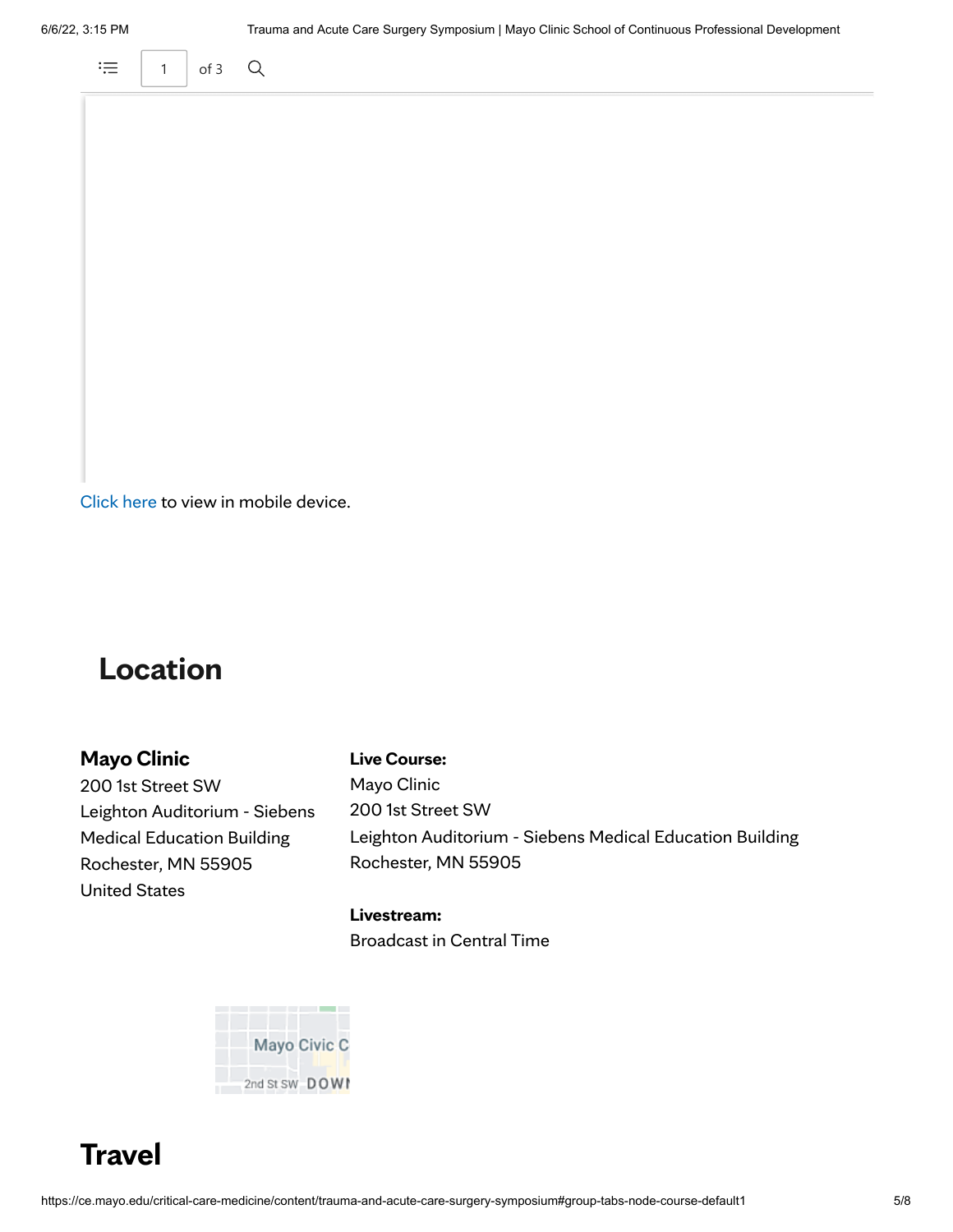Click here to view in mobile device.

## Location

**Mayo Clinic**
200 1st Street SW
Leighton Auditorium - Siebens Medical Education Building
Rochester, MN 55905
United States

**Live Course:**
Mayo Clinic
200 1st Street SW
Leighton Auditorium - Siebens Medical Education Building
Rochester, MN 55905

**Livestream:**
Broadcast in Central Time

## Travel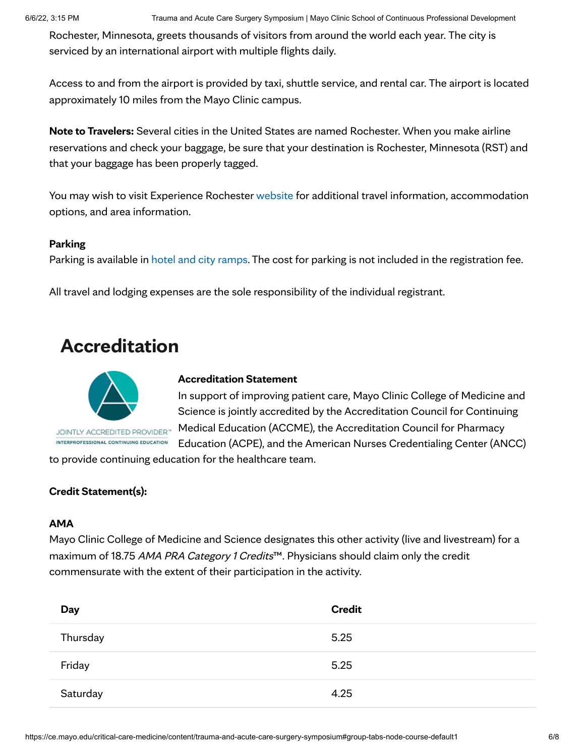Rochester, Minnesota, greets thousands of visitors from around the world each year. The city is serviced by an international airport with multiple flights daily.

Access to and from the airport is provided by taxi, shuttle service, and rental car. The airport is located approximately 10 miles from the Mayo Clinic campus.

**Note to Travelers:** Several cities in the United States are named Rochester. When you make airline reservations and check your baggage, be sure that your destination is Rochester, Minnesota (RST) and that your baggage has been properly tagged.

You may wish to visit Experience Rochester website for additional travel information, accommodation options, and area information.

**Parking**
Parking is available in hotel and city ramps. The cost for parking is not included in the registration fee.

All travel and lodging expenses are the sole responsibility of the individual registrant.

# Accreditation

JOINTLY ACCREDITED PROVIDER™
INTERPROFESSIONAL CONTINUING EDUCATION

**Accreditation Statement**
In support of improving patient care, Mayo Clinic College of Medicine and Science is jointly accredited by the Accreditation Council for Continuing Medical Education (ACCME), the Accreditation Council for Pharmacy Education (ACPE), and the American Nurses Credentialing Center (ANCC) to provide continuing education for the healthcare team.

**Credit Statement(s):**

**AMA**
Mayo Clinic College of Medicine and Science designates this other activity (live and livestream) for a maximum of 18.75 *AMA PRA Category 1 Credits*™. Physicians should claim only the credit commensurate with the extent of their participation in the activity.

| Day | Credit |
| --- | --- |
| Thursday | 5.25 |
| Friday | 5.25 |
| Saturday | 4.25 |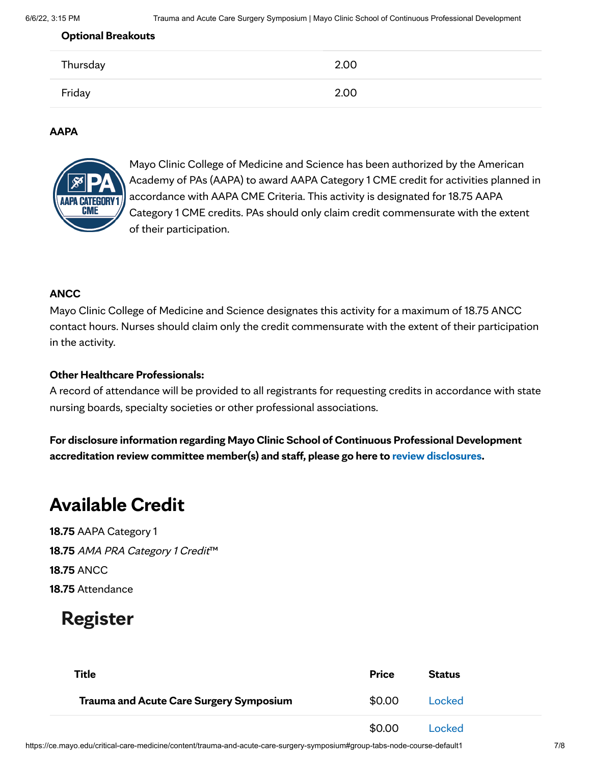**Optional Breakouts**

| | |
|---|---|
| Thursday | 2.00 |
| Friday | 2.00 |

**AAPA**

Mayo Clinic College of Medicine and Science has been authorized by the American Academy of PAs (AAPA) to award AAPA Category 1 CME credit for activities planned in accordance with AAPA CME Criteria. This activity is designated for 18.75 AAPA Category 1 CME credits. PAs should only claim credit commensurate with the extent of their participation.

**ANCC**

Mayo Clinic College of Medicine and Science designates this activity for a maximum of 18.75 ANCC contact hours. Nurses should claim only the credit commensurate with the extent of their participation in the activity.

**Other Healthcare Professionals:**

A record of attendance will be provided to all registrants for requesting credits in accordance with state nursing boards, specialty societies or other professional associations.

**For disclosure information regarding Mayo Clinic School of Continuous Professional Development accreditation review committee member(s) and staff, please go here to review disclosures.**

# Available Credit

**18.75** AAPA Category 1

**18.75** *AMA PRA Category 1 Credit*™

**18.75** ANCC

**18.75** Attendance

## Register

| Title | Price | Status |
|---|---|---|
| **Trauma and Acute Care Surgery Symposium** | $0.00 | Locked |
| | $0.00 | Locked |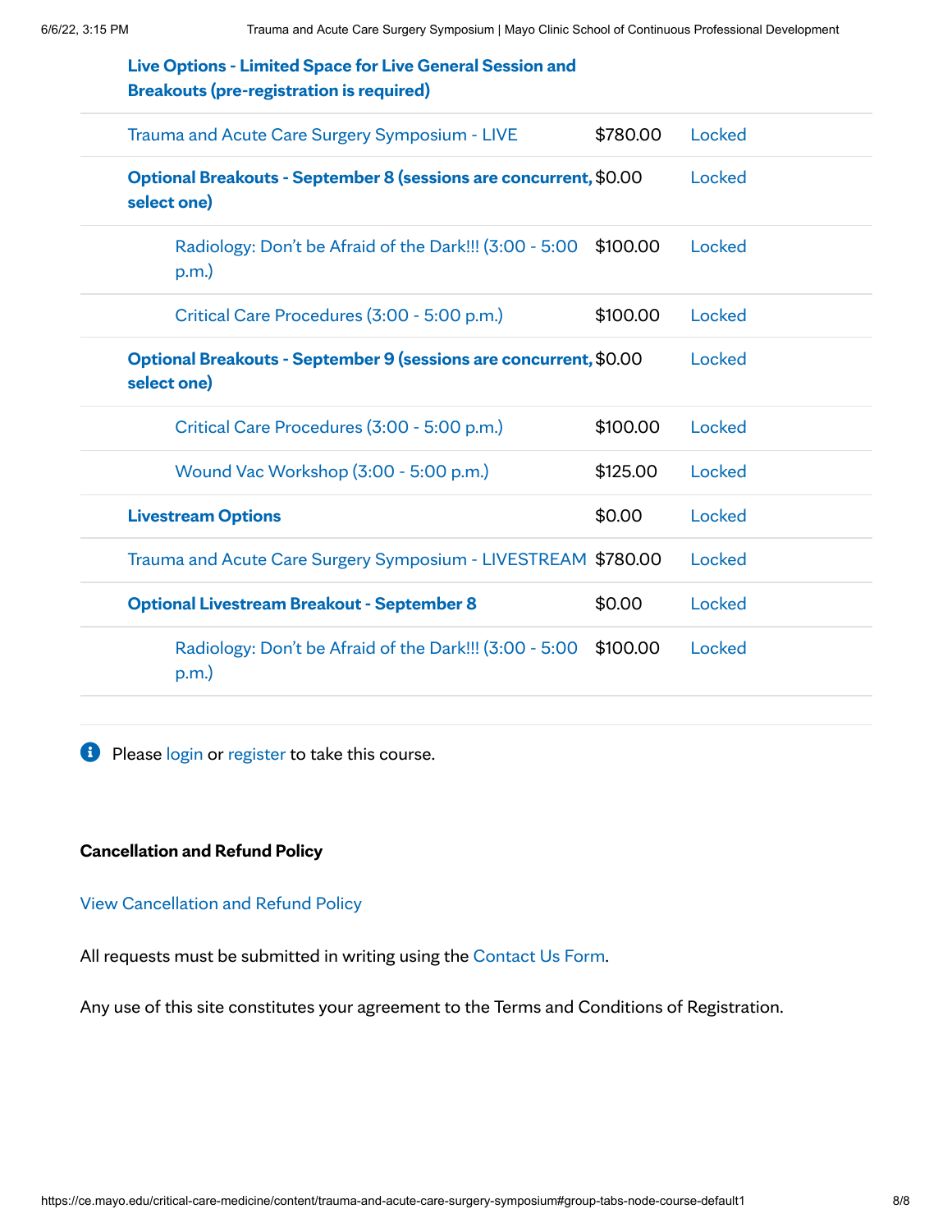| Item | Price | Status |
|---|---|---|
| **Live Options - Limited Space for Live General Session and Breakouts (pre-registration is required)** | | |
| Trauma and Acute Care Surgery Symposium - LIVE | $780.00 | Locked |
| **Optional Breakouts - September 8 (sessions are concurrent, select one)** | $0.00 | Locked |
| Radiology: Don't be Afraid of the Dark!!! (3:00 - 5:00 p.m.) | $100.00 | Locked |
| Critical Care Procedures (3:00 - 5:00 p.m.) | $100.00 | Locked |
| **Optional Breakouts - September 9 (sessions are concurrent, select one)** | $0.00 | Locked |
| Critical Care Procedures (3:00 - 5:00 p.m.) | $100.00 | Locked |
| Wound Vac Workshop (3:00 - 5:00 p.m.) | $125.00 | Locked |
| **Livestream Options** | $0.00 | Locked |
| Trauma and Acute Care Surgery Symposium - LIVESTREAM | $780.00 | Locked |
| **Optional Livestream Breakout - September 8** | $0.00 | Locked |
| Radiology: Don't be Afraid of the Dark!!! (3:00 - 5:00 p.m.) | $100.00 | Locked |

Please login or register to take this course.

**Cancellation and Refund Policy**

View Cancellation and Refund Policy

All requests must be submitted in writing using the Contact Us Form.

Any use of this site constitutes your agreement to the Terms and Conditions of Registration.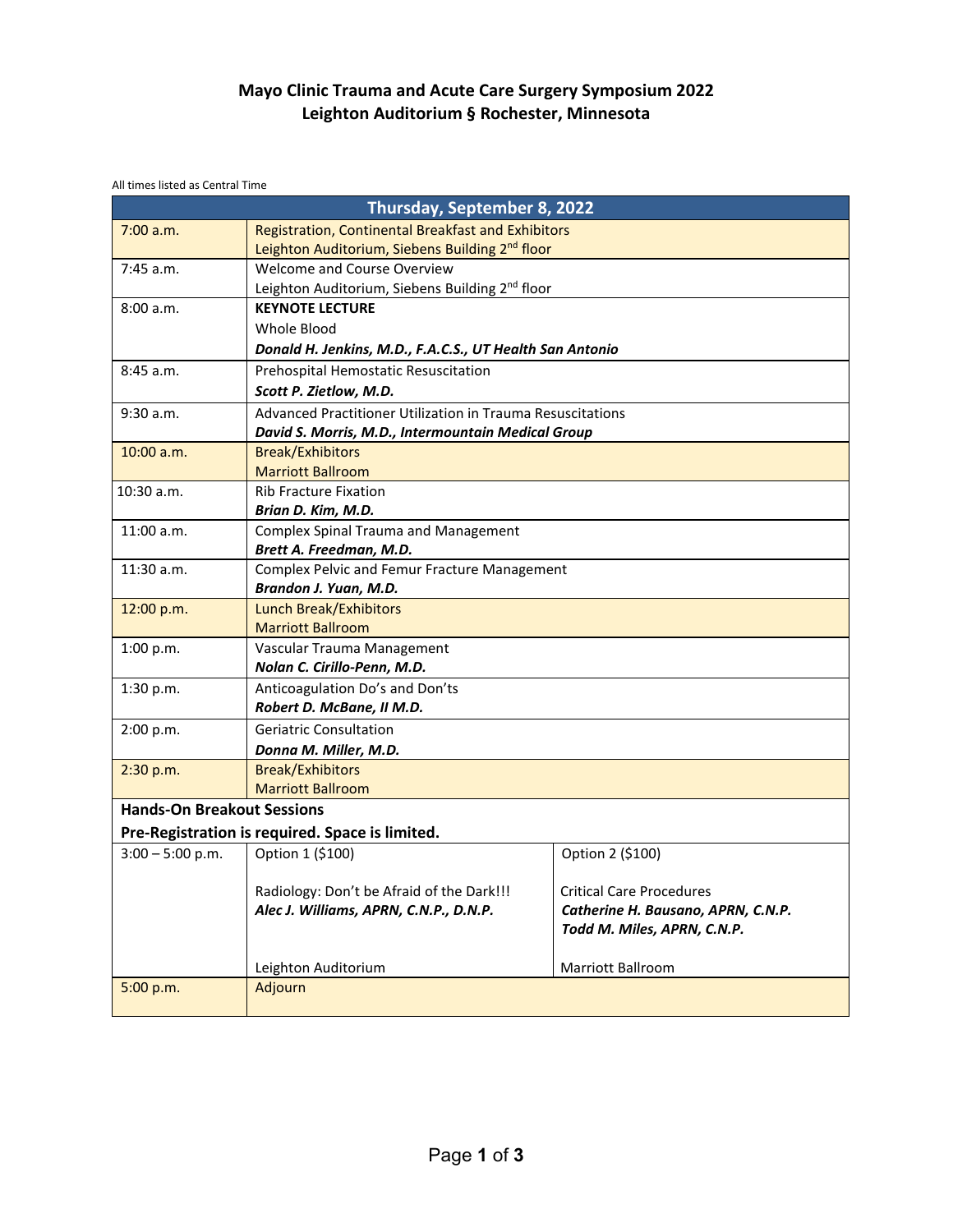# Mayo Clinic Trauma and Acute Care Surgery Symposium 2022
## Leighton Auditorium § Rochester, Minnesota

All times listed as Central Time

| Thursday, September 8, 2022 | | |
|---|---|---|
| 7:00 a.m. | Registration, Continental Breakfast and Exhibitors<br>Leighton Auditorium, Siebens Building 2nd floor | |
| 7:45 a.m. | Welcome and Course Overview<br>Leighton Auditorium, Siebens Building 2nd floor | |
| 8:00 a.m. | **KEYNOTE LECTURE**<br>Whole Blood<br>***Donald H. Jenkins, M.D., F.A.C.S., UT Health San Antonio*** | |
| 8:45 a.m. | Prehospital Hemostatic Resuscitation<br>***Scott P. Zietlow, M.D.*** | |
| 9:30 a.m. | Advanced Practitioner Utilization in Trauma Resuscitations<br>***David S. Morris, M.D., Intermountain Medical Group*** | |
| 10:00 a.m. | Break/Exhibitors<br>Marriott Ballroom | |
| 10:30 a.m. | Rib Fracture Fixation<br>***Brian D. Kim, M.D.*** | |
| 11:00 a.m. | Complex Spinal Trauma and Management<br>***Brett A. Freedman, M.D.*** | |
| 11:30 a.m. | Complex Pelvic and Femur Fracture Management<br>***Brandon J. Yuan, M.D.*** | |
| 12:00 p.m. | Lunch Break/Exhibitors<br>Marriott Ballroom | |
| 1:00 p.m. | Vascular Trauma Management<br>***Nolan C. Cirillo-Penn, M.D.*** | |
| 1:30 p.m. | Anticoagulation Do's and Don'ts<br>***Robert D. McBane, II M.D.*** | |
| 2:00 p.m. | Geriatric Consultation<br>***Donna M. Miller, M.D.*** | |
| 2:30 p.m. | Break/Exhibitors<br>Marriott Ballroom | |
| **Hands-On Breakout Sessions**<br>**Pre-Registration is required. Space is limited.** | | |
| 3:00 – 5:00 p.m. | Option 1 ($100)<br><br>Radiology: Don't be Afraid of the Dark!!!<br>***Alec J. Williams, APRN, C.N.P., D.N.P.***<br><br>Leighton Auditorium | Option 2 ($100)<br><br>Critical Care Procedures<br>***Catherine H. Bausano, APRN, C.N.P.***<br>***Todd M. Miles, APRN, C.N.P.***<br><br>Marriott Ballroom |
| 5:00 p.m. | Adjourn | |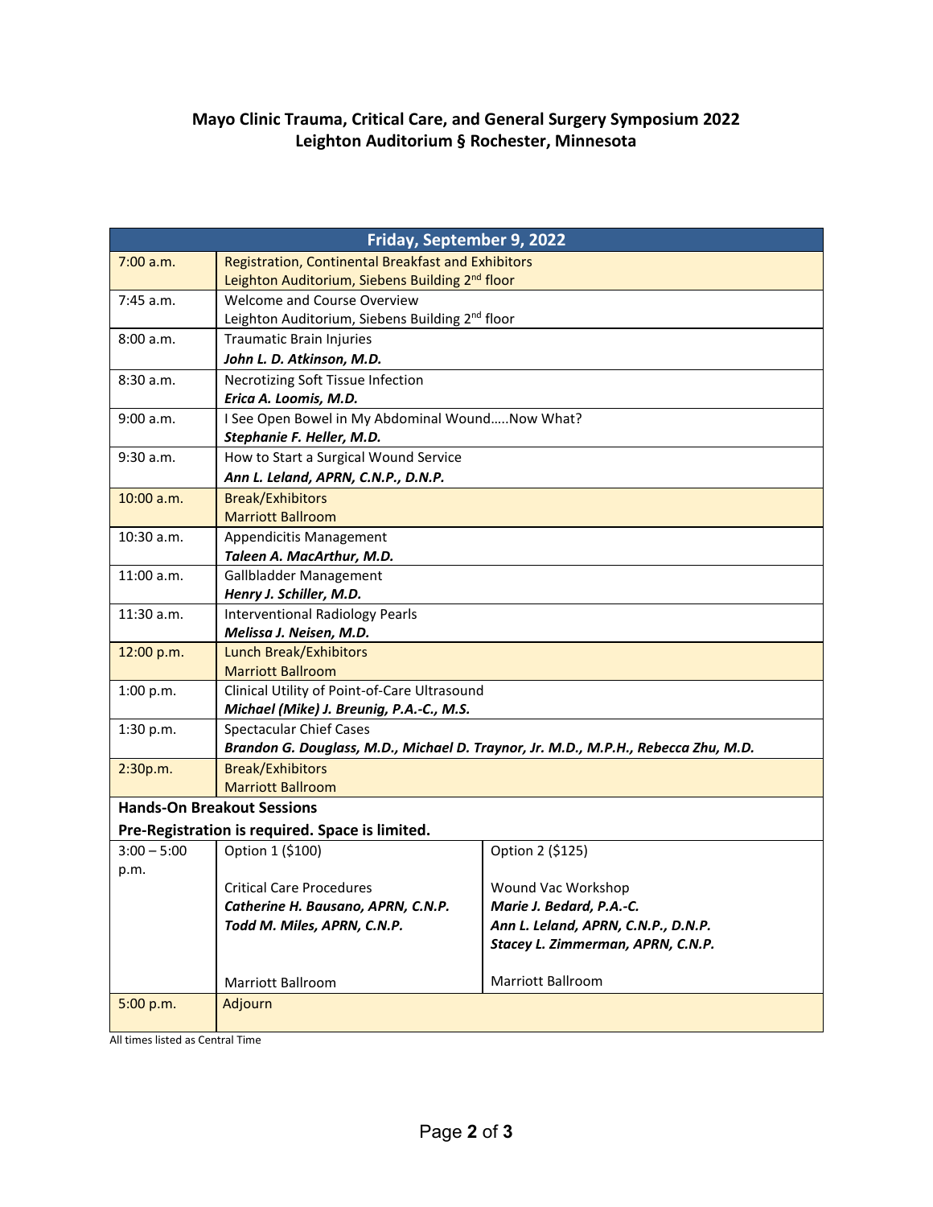# Mayo Clinic Trauma, Critical Care, and General Surgery Symposium 2022
## Leighton Auditorium § Rochester, Minnesota

| Friday, September 9, 2022 | | |
|---|---|---|
| 7:00 a.m. | Registration, Continental Breakfast and Exhibitors<br>Leighton Auditorium, Siebens Building 2nd floor | |
| 7:45 a.m. | Welcome and Course Overview<br>Leighton Auditorium, Siebens Building 2nd floor | |
| 8:00 a.m. | Traumatic Brain Injuries<br>***John L. D. Atkinson, M.D.*** | |
| 8:30 a.m. | Necrotizing Soft Tissue Infection<br>***Erica A. Loomis, M.D.*** | |
| 9:00 a.m. | I See Open Bowel in My Abdominal Wound…..Now What?<br>***Stephanie F. Heller, M.D.*** | |
| 9:30 a.m. | How to Start a Surgical Wound Service<br>***Ann L. Leland, APRN, C.N.P., D.N.P.*** | |
| 10:00 a.m. | Break/Exhibitors<br>Marriott Ballroom | |
| 10:30 a.m. | Appendicitis Management<br>***Taleen A. MacArthur, M.D.*** | |
| 11:00 a.m. | Gallbladder Management<br>***Henry J. Schiller, M.D.*** | |
| 11:30 a.m. | Interventional Radiology Pearls<br>***Melissa J. Neisen, M.D.*** | |
| 12:00 p.m. | Lunch Break/Exhibitors<br>Marriott Ballroom | |
| 1:00 p.m. | Clinical Utility of Point-of-Care Ultrasound<br>***Michael (Mike) J. Breunig, P.A.-C., M.S.*** | |
| 1:30 p.m. | Spectacular Chief Cases<br>***Brandon G. Douglass, M.D., Michael D. Traynor, Jr. M.D., M.P.H., Rebecca Zhu, M.D.*** | |
| 2:30p.m. | Break/Exhibitors<br>Marriott Ballroom | |
| **Hands-On Breakout Sessions**<br>**Pre-Registration is required. Space is limited.** | | |
| 3:00 – 5:00 p.m. | Option 1 ($100)<br><br>Critical Care Procedures<br>***Catherine H. Bausano, APRN, C.N.P.***<br>***Todd M. Miles, APRN, C.N.P.***<br><br>Marriott Ballroom | Option 2 ($125)<br><br>Wound Vac Workshop<br>***Marie J. Bedard, P.A.-C.***<br>***Ann L. Leland, APRN, C.N.P., D.N.P.***<br>***Stacey L. Zimmerman, APRN, C.N.P.***<br><br>Marriott Ballroom |
| 5:00 p.m. | Adjourn | |

All times listed as Central Time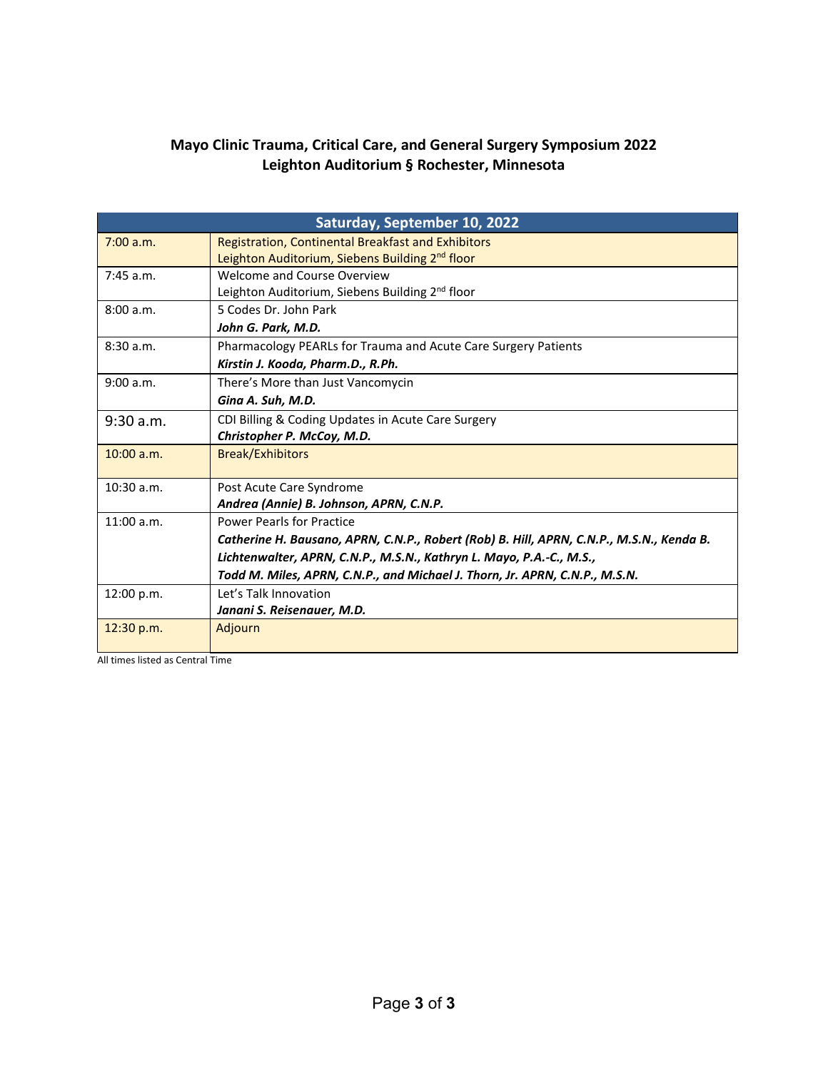**Mayo Clinic Trauma, Critical Care, and General Surgery Symposium 2022**
**Leighton Auditorium § Rochester, Minnesota**

| Saturday, September 10, 2022 | |
|---|---|
| 7:00 a.m. | Registration, Continental Breakfast and Exhibitors<br>Leighton Auditorium, Siebens Building 2nd floor |
| 7:45 a.m. | Welcome and Course Overview<br>Leighton Auditorium, Siebens Building 2nd floor |
| 8:00 a.m. | 5 Codes Dr. John Park<br>***John G. Park, M.D.*** |
| 8:30 a.m. | Pharmacology PEARLs for Trauma and Acute Care Surgery Patients<br>***Kirstin J. Kooda, Pharm.D., R.Ph.*** |
| 9:00 a.m. | There's More than Just Vancomycin<br>***Gina A. Suh, M.D.*** |
| 9:30 a.m. | CDI Billing & Coding Updates in Acute Care Surgery<br>***Christopher P. McCoy, M.D.*** |
| 10:00 a.m. | Break/Exhibitors |
| 10:30 a.m. | Post Acute Care Syndrome<br>***Andrea (Annie) B. Johnson, APRN, C.N.P.*** |
| 11:00 a.m. | Power Pearls for Practice<br>***Catherine H. Bausano, APRN, C.N.P., Robert (Rob) B. Hill, APRN, C.N.P., M.S.N., Kenda B. Lichtenwalter, APRN, C.N.P., M.S.N., Kathryn L. Mayo, P.A.-C., M.S., Todd M. Miles, APRN, C.N.P., and Michael J. Thorn, Jr. APRN, C.N.P., M.S.N.*** |
| 12:00 p.m. | Let's Talk Innovation<br>***Janani S. Reisenauer, M.D.*** |
| 12:30 p.m. | Adjourn |

All times listed as Central Time